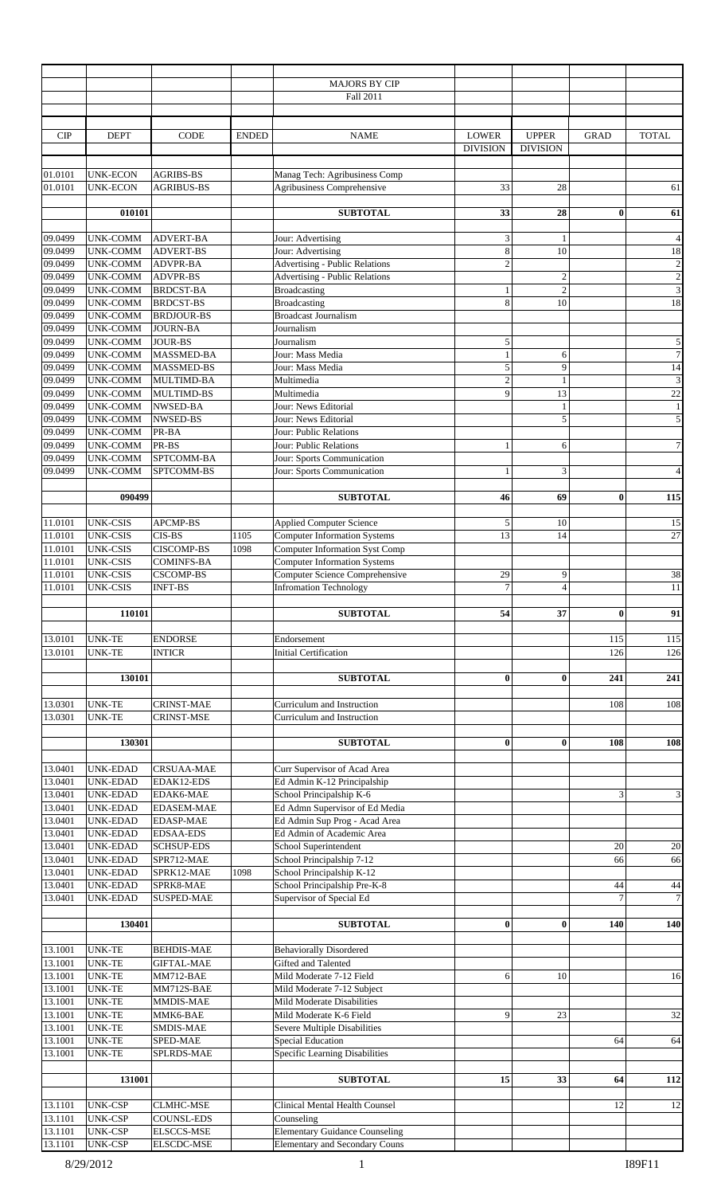## MAJORS BY CIP

### Fall 2011

| CIP | DEPT | CODE | ENDED | NAME | LOWER DIVISION | UPPER DIVISION | GRAD | TOTAL |
|---|---|---|---|---|---|---|---|---|
| 01.0101 | UNK-ECON | AGRIBS-BS | | Manag Tech: Agribusiness Comp | | | | |
| 01.0101 | UNK-ECON | AGRIBUS-BS | | Agribusiness Comprehensive | 33 | 28 | | 61 |
| | 010101 | | | **SUBTOTAL** | **33** | **28** | **0** | **61** |
| 09.0499 | UNK-COMM | ADVERT-BA | | Jour: Advertising | 3 | 1 | | 4 |
| 09.0499 | UNK-COMM | ADVERT-BS | | Jour: Advertising | 8 | 10 | | 18 |
| 09.0499 | UNK-COMM | ADVPR-BA | | Advertising - Public Relations | 2 | | | 2 |
| 09.0499 | UNK-COMM | ADVPR-BS | | Advertising - Public Relations | | 2 | | 2 |
| 09.0499 | UNK-COMM | BRDCST-BA | | Broadcasting | 1 | 2 | | 3 |
| 09.0499 | UNK-COMM | BRDCST-BS | | Broadcasting | 8 | 10 | | 18 |
| 09.0499 | UNK-COMM | BRDJOUR-BS | | Broadcast Journalism | | | | |
| 09.0499 | UNK-COMM | JOURN-BA | | Journalism | | | | |
| 09.0499 | UNK-COMM | JOUR-BS | | Journalism | 5 | | | 5 |
| 09.0499 | UNK-COMM | MASSMED-BA | | Jour: Mass Media | 1 | 6 | | 7 |
| 09.0499 | UNK-COMM | MASSMED-BS | | Jour: Mass Media | 5 | 9 | | 14 |
| 09.0499 | UNK-COMM | MULTIMD-BA | | Multimedia | 2 | 1 | | 3 |
| 09.0499 | UNK-COMM | MULTIMD-BS | | Multimedia | 9 | 13 | | 22 |
| 09.0499 | UNK-COMM | NWSED-BA | | Jour: News Editorial | | 1 | | 1 |
| 09.0499 | UNK-COMM | NWSED-BS | | Jour: News Editorial | | 5 | | 5 |
| 09.0499 | UNK-COMM | PR-BA | | Jour: Public Relations | | | | |
| 09.0499 | UNK-COMM | PR-BS | | Jour: Public Relations | 1 | 6 | | 7 |
| 09.0499 | UNK-COMM | SPTCOMM-BA | | Jour: Sports Communication | | | | |
| 09.0499 | UNK-COMM | SPTCOMM-BS | | Jour: Sports Communication | 1 | 3 | | 4 |
| | 090499 | | | **SUBTOTAL** | **46** | **69** | **0** | **115** |
| 11.0101 | UNK-CSIS | APCMP-BS | | Applied Computer Science | 5 | 10 | | 15 |
| 11.0101 | UNK-CSIS | CIS-BS | 1105 | Computer Information Systems | 13 | 14 | | 27 |
| 11.0101 | UNK-CSIS | CISCOMP-BS | 1098 | Computer Information Syst Comp | | | | |
| 11.0101 | UNK-CSIS | COMINFS-BA | | Computer Information Systems | | | | |
| 11.0101 | UNK-CSIS | CSCOMP-BS | | Computer Science Comprehensive | 29 | 9 | | 38 |
| 11.0101 | UNK-CSIS | INFT-BS | | Infromation Technology | 7 | 4 | | 11 |
| | 110101 | | | **SUBTOTAL** | **54** | **37** | **0** | **91** |
| 13.0101 | UNK-TE | ENDORSE | | Endorsement | | | 115 | 115 |
| 13.0101 | UNK-TE | INTICR | | Initial Certification | | | 126 | 126 |
| | 130101 | | | **SUBTOTAL** | **0** | **0** | **241** | **241** |
| 13.0301 | UNK-TE | CRINST-MAE | | Curriculum and Instruction | | | 108 | 108 |
| 13.0301 | UNK-TE | CRINST-MSE | | Curriculum and Instruction | | | | |
| | 130301 | | | **SUBTOTAL** | **0** | **0** | **108** | **108** |
| 13.0401 | UNK-EDAD | CRSUAA-MAE | | Curr Supervisor of Acad Area | | | | |
| 13.0401 | UNK-EDAD | EDAK12-EDS | | Ed Admin K-12 Principalship | | | | |
| 13.0401 | UNK-EDAD | EDAK6-MAE | | School Principalship K-6 | | | 3 | 3 |
| 13.0401 | UNK-EDAD | EDASEM-MAE | | Ed Admn Supervisor of Ed Media | | | | |
| 13.0401 | UNK-EDAD | EDASP-MAE | | Ed Admin Sup Prog - Acad Area | | | | |
| 13.0401 | UNK-EDAD | EDSAA-EDS | | Ed Admin of Academic Area | | | | |
| 13.0401 | UNK-EDAD | SCHSUP-EDS | | School Superintendent | | | 20 | 20 |
| 13.0401 | UNK-EDAD | SPR712-MAE | | School Principalship 7-12 | | | 66 | 66 |
| 13.0401 | UNK-EDAD | SPRK12-MAE | 1098 | School Principalship K-12 | | | | |
| 13.0401 | UNK-EDAD | SPRK8-MAE | | School Principalship Pre-K-8 | | | 44 | 44 |
| 13.0401 | UNK-EDAD | SUSPED-MAE | | Supervisor of Special Ed | | | 7 | 7 |
| | 130401 | | | **SUBTOTAL** | **0** | **0** | **140** | **140** |
| 13.1001 | UNK-TE | BEHDIS-MAE | | Behaviorally Disordered | | | | |
| 13.1001 | UNK-TE | GIFTAL-MAE | | Gifted and Talented | | | | |
| 13.1001 | UNK-TE | MM712-BAE | | Mild Moderate 7-12 Field | 6 | 10 | | 16 |
| 13.1001 | UNK-TE | MM712S-BAE | | Mild Moderate 7-12 Subject | | | | |
| 13.1001 | UNK-TE | MMDIS-MAE | | Mild Moderate Disabilities | | | | |
| 13.1001 | UNK-TE | MMK6-BAE | | Mild Moderate K-6 Field | 9 | 23 | | 32 |
| 13.1001 | UNK-TE | SMDIS-MAE | | Severe Multiple Disabilities | | | | |
| 13.1001 | UNK-TE | SPED-MAE | | Special Education | | | 64 | 64 |
| 13.1001 | UNK-TE | SPLRDS-MAE | | Specific Learning Disabilities | | | | |
| | 131001 | | | **SUBTOTAL** | **15** | **33** | **64** | **112** |
| 13.1101 | UNK-CSP | CLMHC-MSE | | Clinical Mental Health Counsel | | | 12 | 12 |
| 13.1101 | UNK-CSP | COUNSL-EDS | | Counseling | | | | |
| 13.1101 | UNK-CSP | ELSCCS-MSE | | Elementary Guidance Counseling | | | | |
| 13.1101 | UNK-CSP | ELSCDC-MSE | | Elementary and Secondary Couns | | | | |

8/29/2012 I89F11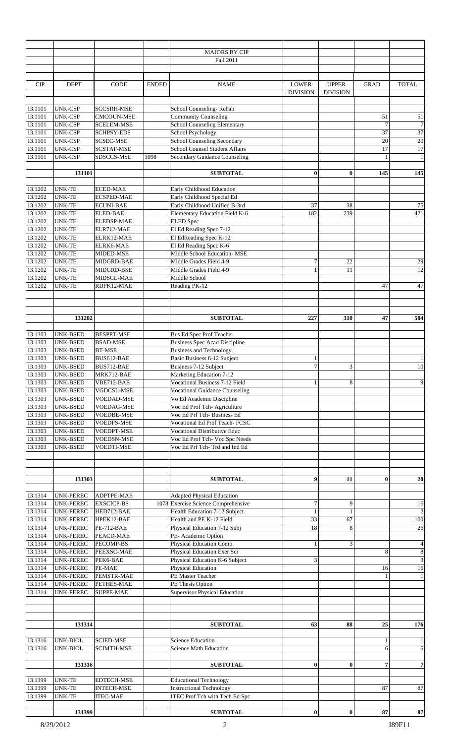| | | | | MAJORS BY CIP | | | | |
|---|---|---|---|---|---|---|---|---|
| | | | | Fall 2011 | | | | |
| CIP | DEPT | CODE | ENDED | NAME | LOWER DIVISION | UPPER DIVISION | GRAD | TOTAL |
| 13.1101 | UNK-CSP | SCCSRH-MSE | | School Counseling- Rehab | | | | |
| 13.1101 | UNK-CSP | CMCOUN-MSE | | Community Counseling | | | 51 | 51 |
| 13.1101 | UNK-CSP | SCELEM-MSE | | School Counseling Elementary | | | 7 | 7 |
| 13.1101 | UNK-CSP | SCHPSY-EDS | | School Psychology | | | 37 | 37 |
| 13.1101 | UNK-CSP | SCSEC-MSE | | School Counseling Secondary | | | 20 | 20 |
| 13.1101 | UNK-CSP | SCSTAF-MSE | | School Counsel Student Affairs | | | 17 | 17 |
| 13.1101 | UNK-CSP | SDSCCS-MSE | 1098 | Secondary Guidance Counseling | | | 1 | 1 |
| | 131101 | | | **SUBTOTAL** | **0** | **0** | **145** | **145** |
| 13.1202 | UNK-TE | ECED-MAE | | Early Childhood Education | | | | |
| 13.1202 | UNK-TE | ECSPED-MAE | | Early Childhood Special Ed | | | | |
| 13.1202 | UNK-TE | ECUNI-BAE | | Early Childhood Unified B-3rd | 37 | 38 | | 75 |
| 13.1202 | UNK-TE | ELED-BAE | | Elementary Education Field K-6 | 182 | 239 | | 421 |
| 13.1202 | UNK-TE | ELEDSP-MAE | | ELED Spec | | | | |
| 13.1202 | UNK-TE | ELR712-MAE | | El Ed Reading Spec 7-12 | | | | |
| 13.1202 | UNK-TE | ELRK12-MAE | | El EdReading Spec K-12 | | | | |
| 13.1202 | UNK-TE | ELRK6-MAE | | El Ed Reading Spec K-6 | | | | |
| 13.1202 | UNK-TE | MIDED-MSE | | Middle School Education- MSE | | | | |
| 13.1202 | UNK-TE | MIDGRD-BAE | | Middle Grades Field 4-9 | 7 | 22 | | 29 |
| 13.1202 | UNK-TE | MIDGRD-BSE | | Middle Grades Field 4-9 | 1 | 11 | | 12 |
| 13.1202 | UNK-TE | MIDSCL-MAE | | Middle School | | | | |
| 13.1202 | UNK-TE | RDPK12-MAE | | Reading PK-12 | | | 47 | 47 |
| | 131202 | | | **SUBTOTAL** | **227** | **310** | **47** | **584** |
| 13.1303 | UNK-BSED | BESPPT-MSE | | Bus Ed Spec Prof Teacher | | | | |
| 13.1303 | UNK-BSED | BSAD-MSE | | Business Spec Acad Discipline | | | | |
| 13.1303 | UNK-BSED | BT-MSE | | Business and Technology | | | | |
| 13.1303 | UNK-BSED | BUS612-BAE | | Basic Business 6-12 Subject | 1 | | | 1 |
| 13.1303 | UNK-BSED | BUS712-BAE | | Business 7-12 Subject | 7 | 3 | | 10 |
| 13.1303 | UNK-BSED | MRK712-BAE | | Marketing Education 7-12 | | | | |
| 13.1303 | UNK-BSED | VBE712-BAE | | Vocational Business 7-12 Field | 1 | 8 | | 9 |
| 13.1303 | UNK-BSED | VGDCSL-MSE | | Vocational Guidance Counseling | | | | |
| 13.1303 | UNK-BSED | VOEDAD-MSE | | Vo Ed Academic Discipline | | | | |
| 13.1303 | UNK-BSED | VOEDAG-MSE | | Voc Ed Prof Tch- Agriculture | | | | |
| 13.1303 | UNK-BSED | VOEDBE-MSE | | Voc Ed Prf Tch- Business Ed | | | | |
| 13.1303 | UNK-BSED | VOEDFS-MSE | | Vocational Ed Prof Teach- FCSC | | | | |
| 13.1303 | UNK-BSED | VOEDPT-MSE | | Vocational Distributive Educ | | | | |
| 13.1303 | UNK-BSED | VOEDSN-MSE | | Voc Ed Prof Tch- Voc Spc Needs | | | | |
| 13.1303 | UNK-BSED | VOEDTI-MSE | | Voc Ed Prf Tch- Trd and Ind Ed | | | | |
| | 131303 | | | **SUBTOTAL** | **9** | **11** | **0** | **20** |
| 13.1314 | UNK-PEREC | ADPTPE-MAE | | Adapted Physical Education | | | | |
| 13.1314 | UNK-PEREC | EXSCICP-BS | 1078 | Exercise Science Comprehensive | 7 | 9 | | 16 |
| 13.1314 | UNK-PEREC | HED712-BAE | | Health Education 7-12 Subject | 1 | 1 | | 2 |
| 13.1314 | UNK-PEREC | HPEK12-BAE | | Health and PE K-12 Field | 33 | 67 | | 100 |
| 13.1314 | UNK-PEREC | PE-712-BAE | | Physical Education 7-12 Subj | 18 | 8 | | 26 |
| 13.1314 | UNK-PEREC | PEACD-MAE | | PE- Academic Option | | | | |
| 13.1314 | UNK-PEREC | PECOMP-BS | | Physical Education Comp | 1 | 3 | | 4 |
| 13.1314 | UNK-PEREC | PEEXSC-MAE | | Physical Education Exer Sci | | | 8 | 8 |
| 13.1314 | UNK-PEREC | PEK6-BAE | | Physical Education K-6 Subject | 3 | | | 3 |
| 13.1314 | UNK-PEREC | PE-MAE | | Physical Education | | | 16 | 16 |
| 13.1314 | UNK-PEREC | PEMSTR-MAE | | PE Master Teacher | | | 1 | 1 |
| 13.1314 | UNK-PEREC | PETHES-MAE | | PE Thesis Option | | | | |
| 13.1314 | UNK-PEREC | SUPPE-MAE | | Supervisor Physical Education | | | | |
| | 131314 | | | **SUBTOTAL** | **63** | **88** | **25** | **176** |
| 13.1316 | UNK-BIOL | SCIED-MSE | | Science Education | | | 1 | 1 |
| 13.1316 | UNK-BIOL | SCIMTH-MSE | | Science Math Education | | | 6 | 6 |
| | 131316 | | | **SUBTOTAL** | **0** | **0** | **7** | **7** |
| 13.1399 | UNK-TE | EDTECH-MSE | | Educational Technology | | | | |
| 13.1399 | UNK-TE | INTECH-MSE | | Instructional Technology | | | 87 | 87 |
| 13.1399 | UNK-TE | ITEC-MAE | | ITEC Prof Tch with Tech Ed Spc | | | | |
| | 131399 | | | **SUBTOTAL** | **0** | **0** | **87** | **87** |

8/29/2012 I89F11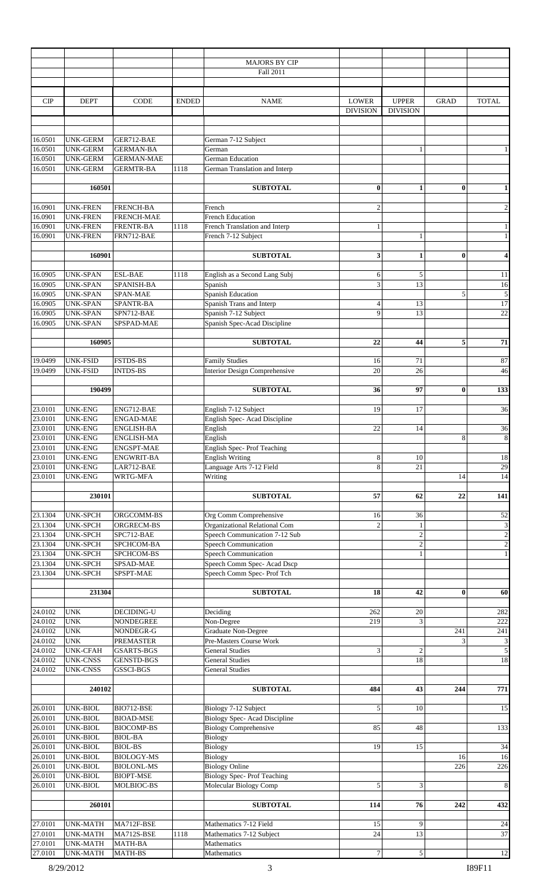# MAJORS BY CIP

## Fall 2011

| CIP | DEPT | CODE | ENDED | NAME | LOWER DIVISION | UPPER DIVISION | GRAD | TOTAL |
|---|---|---|---|---|---|---|---|---|
| 16.0501 | UNK-GERM | GER712-BAE | | German 7-12 Subject | | | | |
| 16.0501 | UNK-GERM | GERMAN-BA | | German | | 1 | | 1 |
| 16.0501 | UNK-GERM | GERMAN-MAE | | German Education | | | | |
| 16.0501 | UNK-GERM | GERMTR-BA | 1118 | German Translation and Interp | | | | |
| | **160501** | | | **SUBTOTAL** | **0** | **1** | **0** | **1** |
| 16.0901 | UNK-FREN | FRENCH-BA | | French | 2 | | | 2 |
| 16.0901 | UNK-FREN | FRENCH-MAE | | French Education | | | | |
| 16.0901 | UNK-FREN | FRENTR-BA | 1118 | French Translation and Interp | 1 | | | 1 |
| 16.0901 | UNK-FREN | FRN712-BAE | | French 7-12 Subject | | 1 | | 1 |
| | **160901** | | | **SUBTOTAL** | **3** | **1** | **0** | **4** |
| 16.0905 | UNK-SPAN | ESL-BAE | 1118 | English as a Second Lang Subj | 6 | 5 | | 11 |
| 16.0905 | UNK-SPAN | SPANISH-BA | | Spanish | 3 | 13 | | 16 |
| 16.0905 | UNK-SPAN | SPAN-MAE | | Spanish Education | | | 5 | 5 |
| 16.0905 | UNK-SPAN | SPANTR-BA | | Spanish Trans and Interp | 4 | 13 | | 17 |
| 16.0905 | UNK-SPAN | SPN712-BAE | | Spanish 7-12 Subject | 9 | 13 | | 22 |
| 16.0905 | UNK-SPAN | SPSPAD-MAE | | Spanish Spec-Acad Discipline | | | | |
| | **160905** | | | **SUBTOTAL** | **22** | **44** | **5** | **71** |
| 19.0499 | UNK-FSID | FSTDS-BS | | Family Studies | 16 | 71 | | 87 |
| 19.0499 | UNK-FSID | INTDS-BS | | Interior Design Comprehensive | 20 | 26 | | 46 |
| | **190499** | | | **SUBTOTAL** | **36** | **97** | **0** | **133** |
| 23.0101 | UNK-ENG | ENG712-BAE | | English 7-12 Subject | 19 | 17 | | 36 |
| 23.0101 | UNK-ENG | ENGAD-MAE | | English Spec- Acad Discipline | | | | |
| 23.0101 | UNK-ENG | ENGLISH-BA | | English | 22 | 14 | | 36 |
| 23.0101 | UNK-ENG | ENGLISH-MA | | English | | | 8 | 8 |
| 23.0101 | UNK-ENG | ENGSPT-MAE | | English Spec- Prof Teaching | | | | |
| 23.0101 | UNK-ENG | ENGWRIT-BA | | English Writing | 8 | 10 | | 18 |
| 23.0101 | UNK-ENG | LAR712-BAE | | Language Arts 7-12 Field | 8 | 21 | | 29 |
| 23.0101 | UNK-ENG | WRTG-MFA | | Writing | | | 14 | 14 |
| | **230101** | | | **SUBTOTAL** | **57** | **62** | **22** | **141** |
| 23.1304 | UNK-SPCH | ORGCOMM-BS | | Org Comm Comprehensive | 16 | 36 | | 52 |
| 23.1304 | UNK-SPCH | ORGRECM-BS | | Organizational Relational Com | 2 | 1 | | 3 |
| 23.1304 | UNK-SPCH | SPC712-BAE | | Speech Communication 7-12 Sub | | 2 | | 2 |
| 23.1304 | UNK-SPCH | SPCHCOM-BA | | Speech Communication | | 2 | | 2 |
| 23.1304 | UNK-SPCH | SPCHCOM-BS | | Speech Communication | | 1 | | 1 |
| 23.1304 | UNK-SPCH | SPSAD-MAE | | Speech Comm Spec- Acad Dscp | | | | |
| 23.1304 | UNK-SPCH | SPSPT-MAE | | Speech Comm Spec- Prof Tch | | | | |
| | **231304** | | | **SUBTOTAL** | **18** | **42** | **0** | **60** |
| 24.0102 | UNK | DECIDING-U | | Deciding | 262 | 20 | | 282 |
| 24.0102 | UNK | NONDEGREE | | Non-Degree | 219 | 3 | | 222 |
| 24.0102 | UNK | NONDEGR-G | | Graduate Non-Degree | | | 241 | 241 |
| 24.0102 | UNK | PREMASTER | | Pre-Masters Course Work | | | 3 | 3 |
| 24.0102 | UNK-CFAH | GSARTS-BGS | | General Studies | 3 | 2 | | 5 |
| 24.0102 | UNK-CNSS | GENSTD-BGS | | General Studies | | 18 | | 18 |
| 24.0102 | UNK-CNSS | GSSCI-BGS | | General Studies | | | | |
| | **240102** | | | **SUBTOTAL** | **484** | **43** | **244** | **771** |
| 26.0101 | UNK-BIOL | BIO712-BSE | | Biology 7-12 Subject | 5 | 10 | | 15 |
| 26.0101 | UNK-BIOL | BIOAD-MSE | | Biology Spec- Acad Discipline | | | | |
| 26.0101 | UNK-BIOL | BIOCOMP-BS | | Biology Comprehensive | 85 | 48 | | 133 |
| 26.0101 | UNK-BIOL | BIOL-BA | | Biology | | | | |
| 26.0101 | UNK-BIOL | BIOL-BS | | Biology | 19 | 15 | | 34 |
| 26.0101 | UNK-BIOL | BIOLOGY-MS | | Biology | | | 16 | 16 |
| 26.0101 | UNK-BIOL | BIOLONL-MS | | Biology Online | | | 226 | 226 |
| 26.0101 | UNK-BIOL | BIOPT-MSE | | Biology Spec- Prof Teaching | | | | |
| 26.0101 | UNK-BIOL | MOLBIOC-BS | | Molecular Biology Comp | 5 | 3 | | 8 |
| | **260101** | | | **SUBTOTAL** | **114** | **76** | **242** | **432** |
| 27.0101 | UNK-MATH | MA712F-BSE | | Mathematics 7-12 Field | 15 | 9 | | 24 |
| 27.0101 | UNK-MATH | MA712S-BSE | 1118 | Mathematics 7-12 Subject | 24 | 13 | | 37 |
| 27.0101 | UNK-MATH | MATH-BA | | Mathematics | | | | |
| 27.0101 | UNK-MATH | MATH-BS | | Mathematics | 7 | 5 | | 12 |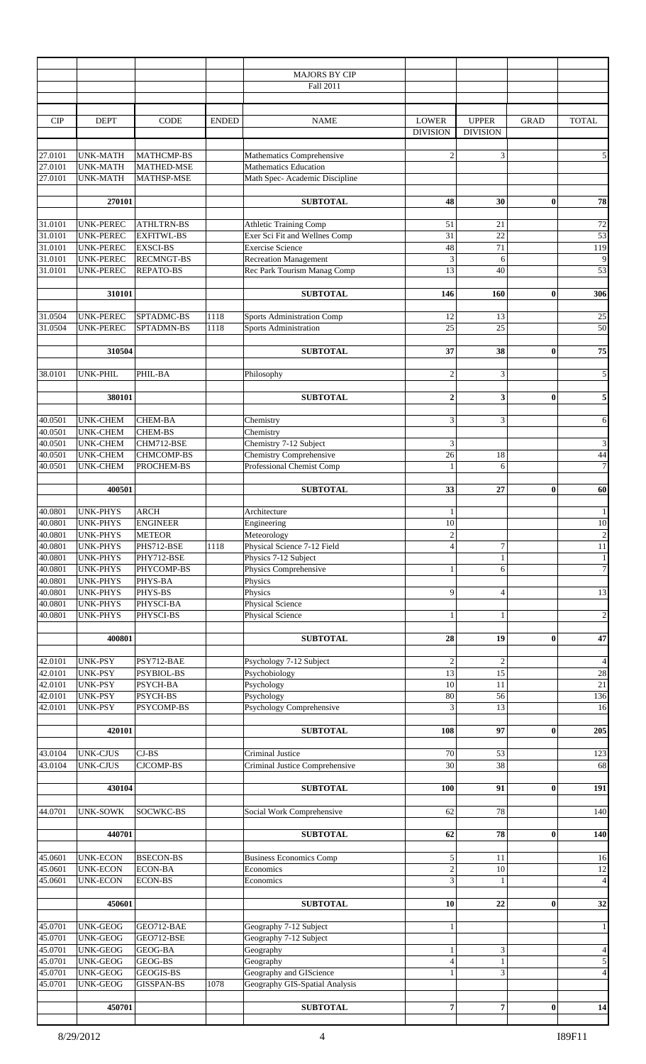# MAJORS BY CIP

## Fall 2011

| CIP | DEPT | CODE | ENDED | NAME | LOWER DIVISION | UPPER DIVISION | GRAD | TOTAL |
|---|---|---|---|---|---|---|---|---|
| 27.0101 | UNK-MATH | MATHCMP-BS | | Mathematics Comprehensive | 2 | 3 | | 5 |
| 27.0101 | UNK-MATH | MATHED-MSE | | Mathematics Education | | | | |
| 27.0101 | UNK-MATH | MATHSP-MSE | | Math Spec- Academic Discipline | | | | |
| | 270101 | | | **SUBTOTAL** | **48** | **30** | **0** | **78** |
| 31.0101 | UNK-PEREC | ATHLTRN-BS | | Athletic Training Comp | 51 | 21 | | 72 |
| 31.0101 | UNK-PEREC | EXFITWL-BS | | Exer Sci Fit and Wellnes Comp | 31 | 22 | | 53 |
| 31.0101 | UNK-PEREC | EXSCI-BS | | Exercise Science | 48 | 71 | | 119 |
| 31.0101 | UNK-PEREC | RECMNGT-BS | | Recreation Management | 3 | 6 | | 9 |
| 31.0101 | UNK-PEREC | REPATO-BS | | Rec Park Tourism Manag Comp | 13 | 40 | | 53 |
| | 310101 | | | **SUBTOTAL** | **146** | **160** | **0** | **306** |
| 31.0504 | UNK-PEREC | SPTADMC-BS | 1118 | Sports Administration Comp | 12 | 13 | | 25 |
| 31.0504 | UNK-PEREC | SPTADMN-BS | 1118 | Sports Administration | 25 | 25 | | 50 |
| | 310504 | | | **SUBTOTAL** | **37** | **38** | **0** | **75** |
| 38.0101 | UNK-PHIL | PHIL-BA | | Philosophy | 2 | 3 | | 5 |
| | 380101 | | | **SUBTOTAL** | **2** | **3** | **0** | **5** |
| 40.0501 | UNK-CHEM | CHEM-BA | | Chemistry | 3 | 3 | | 6 |
| 40.0501 | UNK-CHEM | CHEM-BS | | Chemistry | | | | |
| 40.0501 | UNK-CHEM | CHM712-BSE | | Chemistry 7-12 Subject | 3 | | | 3 |
| 40.0501 | UNK-CHEM | CHMCOMP-BS | | Chemistry Comprehensive | 26 | 18 | | 44 |
| 40.0501 | UNK-CHEM | PROCHEM-BS | | Professional Chemist Comp | 1 | 6 | | 7 |
| | 400501 | | | **SUBTOTAL** | **33** | **27** | **0** | **60** |
| 40.0801 | UNK-PHYS | ARCH | | Architecture | 1 | | | 1 |
| 40.0801 | UNK-PHYS | ENGINEER | | Engineering | 10 | | | 10 |
| 40.0801 | UNK-PHYS | METEOR | | Meteorology | 2 | | | 2 |
| 40.0801 | UNK-PHYS | PHS712-BSE | 1118 | Physical Science 7-12 Field | 4 | 7 | | 11 |
| 40.0801 | UNK-PHYS | PHY712-BSE | | Physics 7-12 Subject | | 1 | | 1 |
| 40.0801 | UNK-PHYS | PHYCOMP-BS | | Physics Comprehensive | 1 | 6 | | 7 |
| 40.0801 | UNK-PHYS | PHYS-BA | | Physics | | | | |
| 40.0801 | UNK-PHYS | PHYS-BS | | Physics | 9 | 4 | | 13 |
| 40.0801 | UNK-PHYS | PHYSCI-BA | | Physical Science | | | | |
| 40.0801 | UNK-PHYS | PHYSCI-BS | | Physical Science | 1 | 1 | | 2 |
| | 400801 | | | **SUBTOTAL** | **28** | **19** | **0** | **47** |
| 42.0101 | UNK-PSY | PSY712-BAE | | Psychology 7-12 Subject | 2 | 2 | | 4 |
| 42.0101 | UNK-PSY | PSYBIOL-BS | | Psychobiology | 13 | 15 | | 28 |
| 42.0101 | UNK-PSY | PSYCH-BA | | Psychology | 10 | 11 | | 21 |
| 42.0101 | UNK-PSY | PSYCH-BS | | Psychology | 80 | 56 | | 136 |
| 42.0101 | UNK-PSY | PSYCOMP-BS | | Psychology Comprehensive | 3 | 13 | | 16 |
| | 420101 | | | **SUBTOTAL** | **108** | **97** | **0** | **205** |
| 43.0104 | UNK-CJUS | CJ-BS | | Criminal Justice | 70 | 53 | | 123 |
| 43.0104 | UNK-CJUS | CJCOMP-BS | | Criminal Justice Comprehensive | 30 | 38 | | 68 |
| | 430104 | | | **SUBTOTAL** | **100** | **91** | **0** | **191** |
| 44.0701 | UNK-SOWK | SOCWKC-BS | | Social Work Comprehensive | 62 | 78 | | 140 |
| | 440701 | | | **SUBTOTAL** | **62** | **78** | **0** | **140** |
| 45.0601 | UNK-ECON | BSECON-BS | | Business Economics Comp | 5 | 11 | | 16 |
| 45.0601 | UNK-ECON | ECON-BA | | Economics | 2 | 10 | | 12 |
| 45.0601 | UNK-ECON | ECON-BS | | Economics | 3 | 1 | | 4 |
| | 450601 | | | **SUBTOTAL** | **10** | **22** | **0** | **32** |
| 45.0701 | UNK-GEOG | GEO712-BAE | | Geography 7-12 Subject | 1 | | | 1 |
| 45.0701 | UNK-GEOG | GEO712-BSE | | Geography 7-12 Subject | | | | |
| 45.0701 | UNK-GEOG | GEOG-BA | | Geography | 1 | 3 | | 4 |
| 45.0701 | UNK-GEOG | GEOG-BS | | Geography | 4 | 1 | | 5 |
| 45.0701 | UNK-GEOG | GEOGIS-BS | | Geography and GIScience | 1 | 3 | | 4 |
| 45.0701 | UNK-GEOG | GISSPAN-BS | 1078 | Geography GIS-Spatial Analysis | | | | |
| | 450701 | | | **SUBTOTAL** | **7** | **7** | **0** | **14** |

8/29/2012 I89F11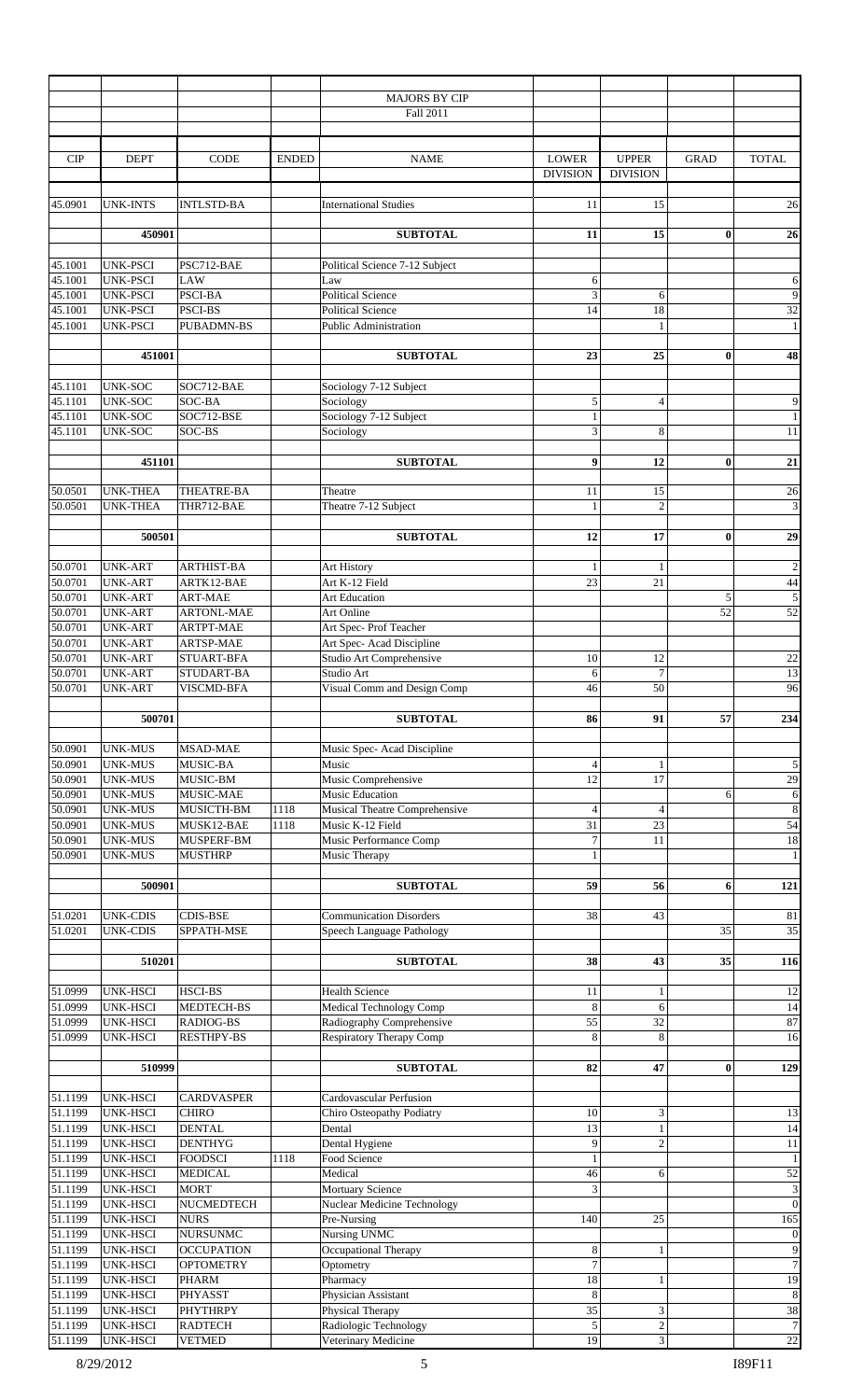| | | | | MAJORS BY CIP | | | | |
|---|---|---|---|---|---|---|---|---|
| | | | | Fall 2011 | | | | |
| CIP | DEPT | CODE | ENDED | NAME | LOWER DIVISION | UPPER DIVISION | GRAD | TOTAL |
| 45.0901 | UNK-INTS | INTLSTD-BA | | International Studies | 11 | 15 | | 26 |
| | **450901** | | | **SUBTOTAL** | **11** | **15** | **0** | **26** |
| 45.1001 | UNK-PSCI | PSC712-BAE | | Political Science 7-12 Subject | | | | |
| 45.1001 | UNK-PSCI | LAW | | Law | 6 | | | 6 |
| 45.1001 | UNK-PSCI | PSCI-BA | | Political Science | 3 | 6 | | 9 |
| 45.1001 | UNK-PSCI | PSCI-BS | | Political Science | 14 | 18 | | 32 |
| 45.1001 | UNK-PSCI | PUBADMN-BS | | Public Administration | | 1 | | 1 |
| | **451001** | | | **SUBTOTAL** | **23** | **25** | **0** | **48** |
| 45.1101 | UNK-SOC | SOC712-BAE | | Sociology 7-12 Subject | | | | |
| 45.1101 | UNK-SOC | SOC-BA | | Sociology | 5 | 4 | | 9 |
| 45.1101 | UNK-SOC | SOC712-BSE | | Sociology 7-12 Subject | 1 | | | 1 |
| 45.1101 | UNK-SOC | SOC-BS | | Sociology | 3 | 8 | | 11 |
| | **451101** | | | **SUBTOTAL** | **9** | **12** | **0** | **21** |
| 50.0501 | UNK-THEA | THEATRE-BA | | Theatre | 11 | 15 | | 26 |
| 50.0501 | UNK-THEA | THR712-BAE | | Theatre 7-12 Subject | 1 | 2 | | 3 |
| | **500501** | | | **SUBTOTAL** | **12** | **17** | **0** | **29** |
| 50.0701 | UNK-ART | ARTHIST-BA | | Art History | 1 | 1 | | 2 |
| 50.0701 | UNK-ART | ARTK12-BAE | | Art K-12 Field | 23 | 21 | | 44 |
| 50.0701 | UNK-ART | ART-MAE | | Art Education | | | 5 | 5 |
| 50.0701 | UNK-ART | ARTONL-MAE | | Art Online | | | 52 | 52 |
| 50.0701 | UNK-ART | ARTPT-MAE | | Art Spec- Prof Teacher | | | | |
| 50.0701 | UNK-ART | ARTSP-MAE | | Art Spec- Acad Discipline | | | | |
| 50.0701 | UNK-ART | STUART-BFA | | Studio Art Comprehensive | 10 | 12 | | 22 |
| 50.0701 | UNK-ART | STUDART-BA | | Studio Art | 6 | 7 | | 13 |
| 50.0701 | UNK-ART | VISCMD-BFA | | Visual Comm and Design Comp | 46 | 50 | | 96 |
| | **500701** | | | **SUBTOTAL** | **86** | **91** | **57** | **234** |
| 50.0901 | UNK-MUS | MSAD-MAE | | Music Spec- Acad Discipline | | | | |
| 50.0901 | UNK-MUS | MUSIC-BA | | Music | 4 | 1 | | 5 |
| 50.0901 | UNK-MUS | MUSIC-BM | | Music Comprehensive | 12 | 17 | | 29 |
| 50.0901 | UNK-MUS | MUSIC-MAE | | Music Education | | | 6 | 6 |
| 50.0901 | UNK-MUS | MUSICTH-BM | 1118 | Musical Theatre Comprehensive | 4 | 4 | | 8 |
| 50.0901 | UNK-MUS | MUSK12-BAE | 1118 | Music K-12 Field | 31 | 23 | | 54 |
| 50.0901 | UNK-MUS | MUSPERF-BM | | Music Performance Comp | 7 | 11 | | 18 |
| 50.0901 | UNK-MUS | MUSTHRP | | Music Therapy | 1 | | | 1 |
| | **500901** | | | **SUBTOTAL** | **59** | **56** | **6** | **121** |
| 51.0201 | UNK-CDIS | CDIS-BSE | | Communication Disorders | 38 | 43 | | 81 |
| 51.0201 | UNK-CDIS | SPPATH-MSE | | Speech Language Pathology | | | 35 | 35 |
| | **510201** | | | **SUBTOTAL** | **38** | **43** | **35** | **116** |
| 51.0999 | UNK-HSCI | HSCI-BS | | Health Science | 11 | 1 | | 12 |
| 51.0999 | UNK-HSCI | MEDTECH-BS | | Medical Technology Comp | 8 | 6 | | 14 |
| 51.0999 | UNK-HSCI | RADIOG-BS | | Radiography Comprehensive | 55 | 32 | | 87 |
| 51.0999 | UNK-HSCI | RESTHPY-BS | | Respiratory Therapy Comp | 8 | 8 | | 16 |
| | **510999** | | | **SUBTOTAL** | **82** | **47** | **0** | **129** |
| 51.1199 | UNK-HSCI | CARDVASPER | | Cardovascular Perfusion | | | | |
| 51.1199 | UNK-HSCI | CHIRO | | Chiro Osteopathy Podiatry | 10 | 3 | | 13 |
| 51.1199 | UNK-HSCI | DENTAL | | Dental | 13 | 1 | | 14 |
| 51.1199 | UNK-HSCI | DENTHYG | | Dental Hygiene | 9 | 2 | | 11 |
| 51.1199 | UNK-HSCI | FOODSCI | 1118 | Food Science | 1 | | | 1 |
| 51.1199 | UNK-HSCI | MEDICAL | | Medical | 46 | 6 | | 52 |
| 51.1199 | UNK-HSCI | MORT | | Mortuary Science | 3 | | | 3 |
| 51.1199 | UNK-HSCI | NUCMEDTECH | | Nuclear Medicine Technology | | | | 0 |
| 51.1199 | UNK-HSCI | NURS | | Pre-Nursing | 140 | 25 | | 165 |
| 51.1199 | UNK-HSCI | NURSUNMC | | Nursing UNMC | | | | 0 |
| 51.1199 | UNK-HSCI | OCCUPATION | | Occupational Therapy | 8 | 1 | | 9 |
| 51.1199 | UNK-HSCI | OPTOMETRY | | Optometry | 7 | | | 7 |
| 51.1199 | UNK-HSCI | PHARM | | Pharmacy | 18 | 1 | | 19 |
| 51.1199 | UNK-HSCI | PHYASST | | Physician Assistant | 8 | | | 8 |
| 51.1199 | UNK-HSCI | PHYTHRPY | | Physical Therapy | 35 | 3 | | 38 |
| 51.1199 | UNK-HSCI | RADTECH | | Radiologic Technology | 5 | 2 | | 7 |
| 51.1199 | UNK-HSCI | VETMED | | Veterinary Medicine | 19 | 3 | | 22 |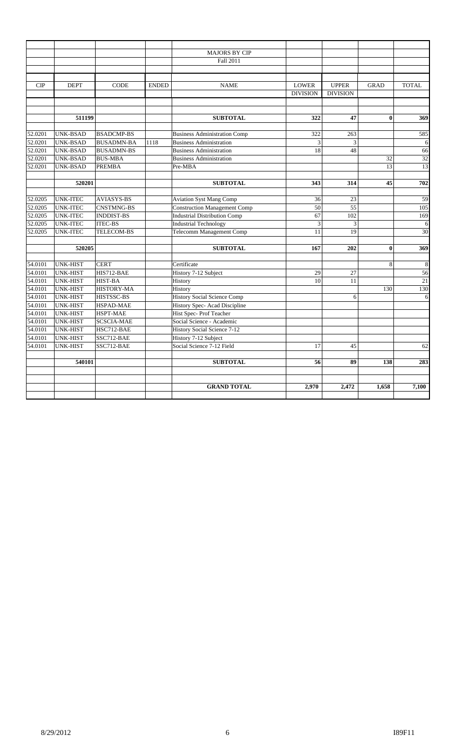| | | | | | | | | |
|---|---|---|---|---|---|---|---|---|
| | | | | MAJORS BY CIP | | | | |
| | | | | Fall 2011 | | | | |
| CIP | DEPT | CODE | ENDED | NAME | LOWER DIVISION | UPPER DIVISION | GRAD | TOTAL |
| | **511199** | | | **SUBTOTAL** | **322** | **47** | **0** | **369** |
| 52.0201 | UNK-BSAD | BSADCMP-BS | | Business Administration Comp | 322 | 263 | | 585 |
| 52.0201 | UNK-BSAD | BUSADMN-BA | 1118 | Business Administration | 3 | 3 | | 6 |
| 52.0201 | UNK-BSAD | BUSADMN-BS | | Business Administration | 18 | 48 | | 66 |
| 52.0201 | UNK-BSAD | BUS-MBA | | Business Administration | | | 32 | 32 |
| 52.0201 | UNK-BSAD | PREMBA | | Pre-MBA | | | 13 | 13 |
| | **520201** | | | **SUBTOTAL** | **343** | **314** | **45** | **702** |
| 52.0205 | UNK-ITEC | AVIASYS-BS | | Aviation Syst Mang Comp | 36 | 23 | | 59 |
| 52.0205 | UNK-ITEC | CNSTMNG-BS | | Construction Management Comp | 50 | 55 | | 105 |
| 52.0205 | UNK-ITEC | INDDIST-BS | | Industrial Distribution Comp | 67 | 102 | | 169 |
| 52.0205 | UNK-ITEC | ITEC-BS | | Industrial Technology | 3 | 3 | | 6 |
| 52.0205 | UNK-ITEC | TELECOM-BS | | Telecomm Management Comp | 11 | 19 | | 30 |
| | **520205** | | | **SUBTOTAL** | **167** | **202** | **0** | **369** |
| 54.0101 | UNK-HIST | CERT | | Certificate | | | 8 | 8 |
| 54.0101 | UNK-HIST | HIS712-BAE | | History 7-12 Subject | 29 | 27 | | 56 |
| 54.0101 | UNK-HIST | HIST-BA | | History | 10 | 11 | | 21 |
| 54.0101 | UNK-HIST | HISTORY-MA | | History | | | 130 | 130 |
| 54.0101 | UNK-HIST | HISTSSC-BS | | History Social Science Comp | | 6 | | 6 |
| 54.0101 | UNK-HIST | HSPAD-MAE | | History Spec- Acad Discipline | | | | |
| 54.0101 | UNK-HIST | HSPT-MAE | | Hist Spec- Prof Teacher | | | | |
| 54.0101 | UNK-HIST | SCSCIA-MAE | | Social Science - Academic | | | | |
| 54.0101 | UNK-HIST | HSC712-BAE | | History Social Science 7-12 | | | | |
| 54.0101 | UNK-HIST | SSC712-BAE | | History 7-12 Subject | | | | |
| 54.0101 | UNK-HIST | SSC712-BAE | | Social Science 7-12 Field | 17 | 45 | | 62 |
| | **540101** | | | **SUBTOTAL** | **56** | **89** | **138** | **283** |
| | | | | **GRAND TOTAL** | **2,970** | **2,472** | **1,658** | **7,100** |

8/29/2012 I89F11